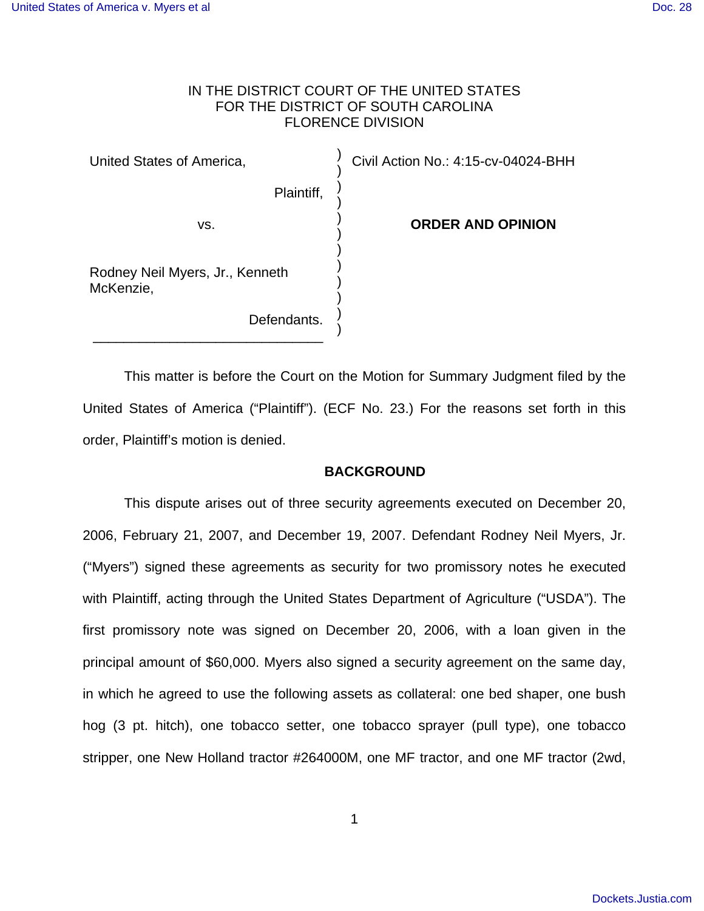IN THE DISTRICT COURT OF THE UNITED STATES
FOR THE DISTRICT OF SOUTH CAROLINA
FLORENCE DIVISION

| | | |
|---|---|---|
| United States of America, Plaintiff, | ) | Civil Action No.: 4:15-cv-04024-BHH |
| vs. | ) | **ORDER AND OPINION** |
| Rodney Neil Myers, Jr., Kenneth McKenzie, Defendants. | ) | |

This matter is before the Court on the Motion for Summary Judgment filed by the United States of America ("Plaintiff"). (ECF No. 23.) For the reasons set forth in this order, Plaintiff's motion is denied.

## BACKGROUND

This dispute arises out of three security agreements executed on December 20, 2006, February 21, 2007, and December 19, 2007. Defendant Rodney Neil Myers, Jr. ("Myers") signed these agreements as security for two promissory notes he executed with Plaintiff, acting through the United States Department of Agriculture ("USDA"). The first promissory note was signed on December 20, 2006, with a loan given in the principal amount of $60,000. Myers also signed a security agreement on the same day, in which he agreed to use the following assets as collateral: one bed shaper, one bush hog (3 pt. hitch), one tobacco setter, one tobacco sprayer (pull type), one tobacco stripper, one New Holland tractor #264000M, one MF tractor, and one MF tractor (2wd,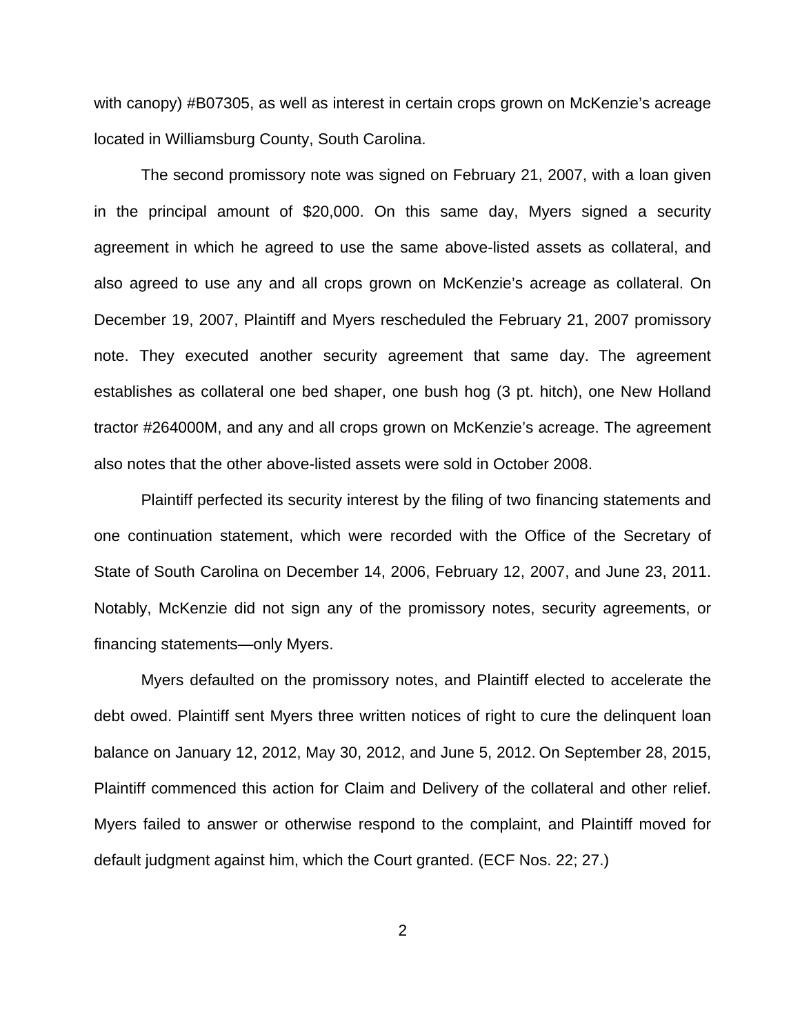with canopy) #B07305, as well as interest in certain crops grown on McKenzie's acreage located in Williamsburg County, South Carolina.

The second promissory note was signed on February 21, 2007, with a loan given in the principal amount of $20,000. On this same day, Myers signed a security agreement in which he agreed to use the same above-listed assets as collateral, and also agreed to use any and all crops grown on McKenzie's acreage as collateral. On December 19, 2007, Plaintiff and Myers rescheduled the February 21, 2007 promissory note. They executed another security agreement that same day. The agreement establishes as collateral one bed shaper, one bush hog (3 pt. hitch), one New Holland tractor #264000M, and any and all crops grown on McKenzie's acreage. The agreement also notes that the other above-listed assets were sold in October 2008.

Plaintiff perfected its security interest by the filing of two financing statements and one continuation statement, which were recorded with the Office of the Secretary of State of South Carolina on December 14, 2006, February 12, 2007, and June 23, 2011. Notably, McKenzie did not sign any of the promissory notes, security agreements, or financing statements—only Myers.

Myers defaulted on the promissory notes, and Plaintiff elected to accelerate the debt owed. Plaintiff sent Myers three written notices of right to cure the delinquent loan balance on January 12, 2012, May 30, 2012, and June 5, 2012. On September 28, 2015, Plaintiff commenced this action for Claim and Delivery of the collateral and other relief. Myers failed to answer or otherwise respond to the complaint, and Plaintiff moved for default judgment against him, which the Court granted. (ECF Nos. 22; 27.)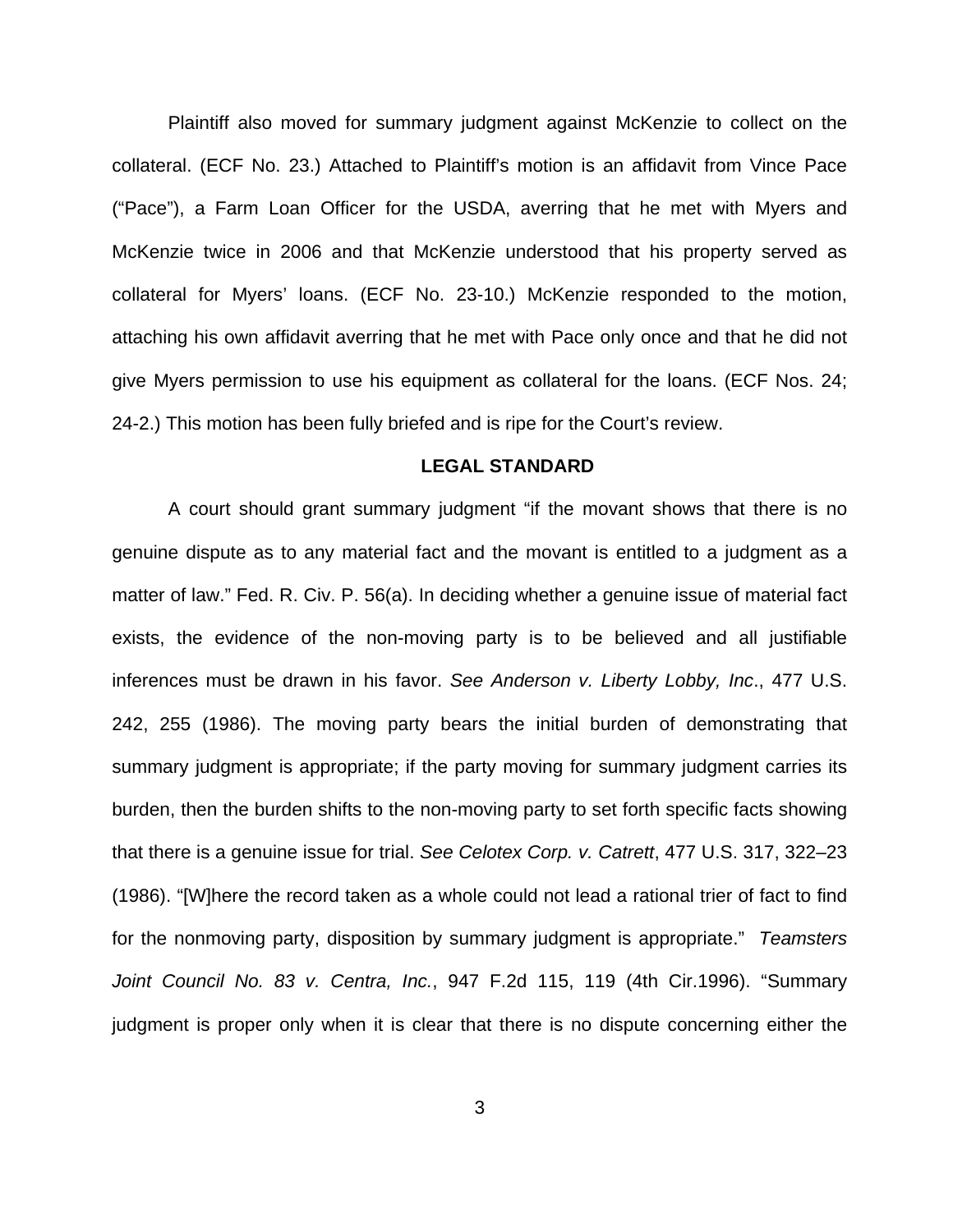Plaintiff also moved for summary judgment against McKenzie to collect on the collateral. (ECF No. 23.) Attached to Plaintiff's motion is an affidavit from Vince Pace ("Pace"), a Farm Loan Officer for the USDA, averring that he met with Myers and McKenzie twice in 2006 and that McKenzie understood that his property served as collateral for Myers' loans. (ECF No. 23-10.) McKenzie responded to the motion, attaching his own affidavit averring that he met with Pace only once and that he did not give Myers permission to use his equipment as collateral for the loans. (ECF Nos. 24; 24-2.) This motion has been fully briefed and is ripe for the Court's review.

## LEGAL STANDARD

A court should grant summary judgment "if the movant shows that there is no genuine dispute as to any material fact and the movant is entitled to a judgment as a matter of law." Fed. R. Civ. P. 56(a). In deciding whether a genuine issue of material fact exists, the evidence of the non-moving party is to be believed and all justifiable inferences must be drawn in his favor. *See Anderson v. Liberty Lobby, Inc*., 477 U.S. 242, 255 (1986). The moving party bears the initial burden of demonstrating that summary judgment is appropriate; if the party moving for summary judgment carries its burden, then the burden shifts to the non-moving party to set forth specific facts showing that there is a genuine issue for trial. *See Celotex Corp. v. Catrett*, 477 U.S. 317, 322–23 (1986). "[W]here the record taken as a whole could not lead a rational trier of fact to find for the nonmoving party, disposition by summary judgment is appropriate." *Teamsters Joint Council No. 83 v. Centra, Inc.*, 947 F.2d 115, 119 (4th Cir.1996). "Summary judgment is proper only when it is clear that there is no dispute concerning either the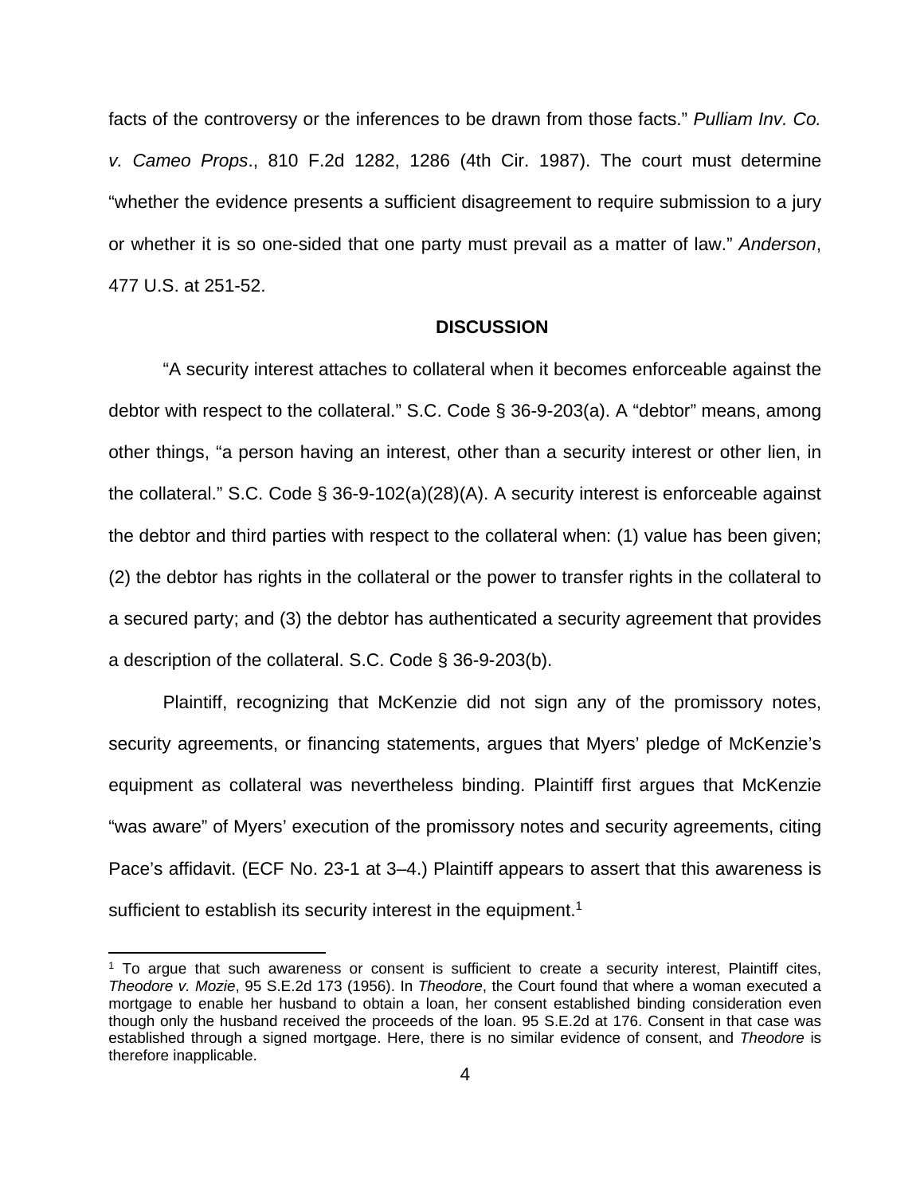facts of the controversy or the inferences to be drawn from those facts." *Pulliam Inv. Co. v. Cameo Props*., 810 F.2d 1282, 1286 (4th Cir. 1987). The court must determine "whether the evidence presents a sufficient disagreement to require submission to a jury or whether it is so one-sided that one party must prevail as a matter of law." *Anderson*, 477 U.S. at 251-52.

**DISCUSSION**

"A security interest attaches to collateral when it becomes enforceable against the debtor with respect to the collateral." S.C. Code § 36-9-203(a). A "debtor" means, among other things, "a person having an interest, other than a security interest or other lien, in the collateral." S.C. Code § 36-9-102(a)(28)(A). A security interest is enforceable against the debtor and third parties with respect to the collateral when: (1) value has been given; (2) the debtor has rights in the collateral or the power to transfer rights in the collateral to a secured party; and (3) the debtor has authenticated a security agreement that provides a description of the collateral. S.C. Code § 36-9-203(b).

Plaintiff, recognizing that McKenzie did not sign any of the promissory notes, security agreements, or financing statements, argues that Myers' pledge of McKenzie's equipment as collateral was nevertheless binding. Plaintiff first argues that McKenzie "was aware" of Myers' execution of the promissory notes and security agreements, citing Pace's affidavit. (ECF No. 23-1 at 3–4.) Plaintiff appears to assert that this awareness is sufficient to establish its security interest in the equipment.[1]

[1] To argue that such awareness or consent is sufficient to create a security interest, Plaintiff cites, *Theodore v. Mozie*, 95 S.E.2d 173 (1956). In *Theodore*, the Court found that where a woman executed a mortgage to enable her husband to obtain a loan, her consent established binding consideration even though only the husband received the proceeds of the loan. 95 S.E.2d at 176. Consent in that case was established through a signed mortgage. Here, there is no similar evidence of consent, and *Theodore* is therefore inapplicable.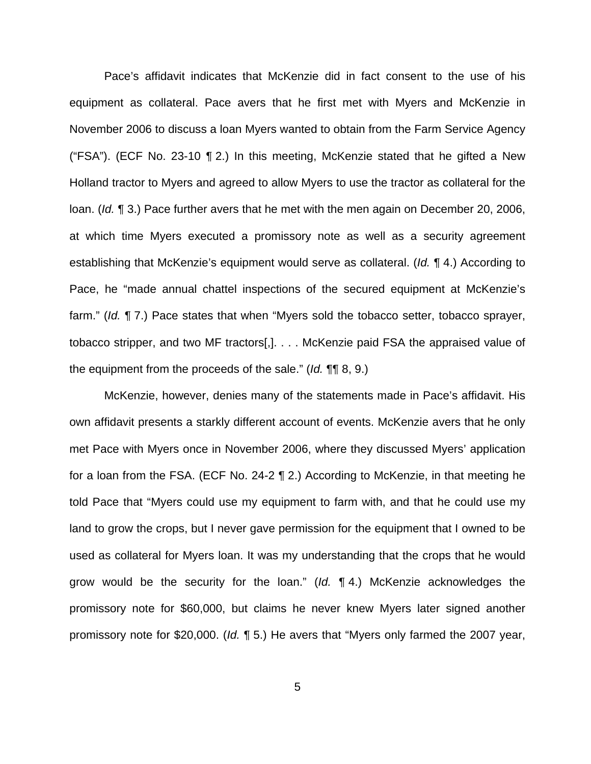Pace's affidavit indicates that McKenzie did in fact consent to the use of his equipment as collateral. Pace avers that he first met with Myers and McKenzie in November 2006 to discuss a loan Myers wanted to obtain from the Farm Service Agency ("FSA"). (ECF No. 23-10 ¶ 2.) In this meeting, McKenzie stated that he gifted a New Holland tractor to Myers and agreed to allow Myers to use the tractor as collateral for the loan. (*Id.* ¶ 3.) Pace further avers that he met with the men again on December 20, 2006, at which time Myers executed a promissory note as well as a security agreement establishing that McKenzie's equipment would serve as collateral. (*Id.* ¶ 4.) According to Pace, he "made annual chattel inspections of the secured equipment at McKenzie's farm." (*Id.* ¶ 7.) Pace states that when "Myers sold the tobacco setter, tobacco sprayer, tobacco stripper, and two MF tractors[,]. . . . McKenzie paid FSA the appraised value of the equipment from the proceeds of the sale." (*Id.* ¶¶ 8, 9.)

McKenzie, however, denies many of the statements made in Pace's affidavit. His own affidavit presents a starkly different account of events. McKenzie avers that he only met Pace with Myers once in November 2006, where they discussed Myers' application for a loan from the FSA. (ECF No. 24-2 ¶ 2.) According to McKenzie, in that meeting he told Pace that "Myers could use my equipment to farm with, and that he could use my land to grow the crops, but I never gave permission for the equipment that I owned to be used as collateral for Myers loan. It was my understanding that the crops that he would grow would be the security for the loan." (*Id.* ¶ 4.) McKenzie acknowledges the promissory note for $60,000, but claims he never knew Myers later signed another promissory note for $20,000. (*Id.* ¶ 5.) He avers that "Myers only farmed the 2007 year,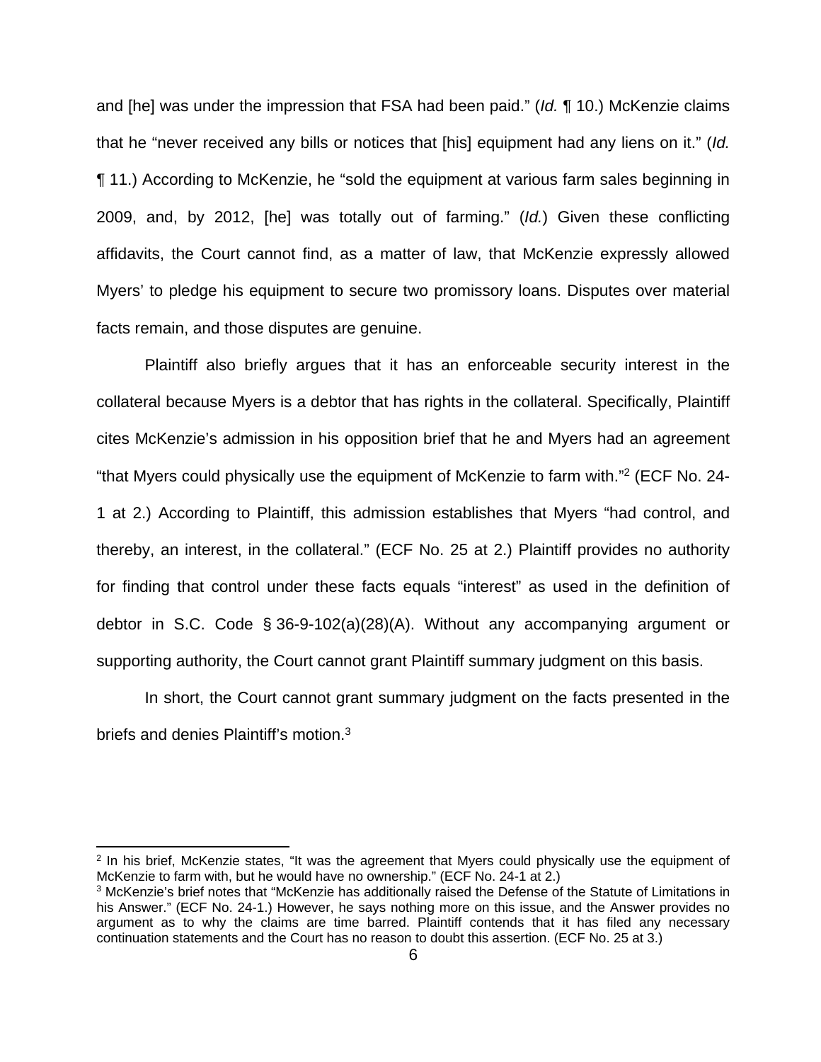and [he] was under the impression that FSA had been paid." (*Id.* ¶ 10.) McKenzie claims that he "never received any bills or notices that [his] equipment had any liens on it." (*Id.* ¶ 11.) According to McKenzie, he "sold the equipment at various farm sales beginning in 2009, and, by 2012, [he] was totally out of farming." (*Id.*) Given these conflicting affidavits, the Court cannot find, as a matter of law, that McKenzie expressly allowed Myers' to pledge his equipment to secure two promissory loans. Disputes over material facts remain, and those disputes are genuine.

Plaintiff also briefly argues that it has an enforceable security interest in the collateral because Myers is a debtor that has rights in the collateral. Specifically, Plaintiff cites McKenzie's admission in his opposition brief that he and Myers had an agreement "that Myers could physically use the equipment of McKenzie to farm with."[2] (ECF No. 24-1 at 2.) According to Plaintiff, this admission establishes that Myers "had control, and thereby, an interest, in the collateral." (ECF No. 25 at 2.) Plaintiff provides no authority for finding that control under these facts equals "interest" as used in the definition of debtor in S.C. Code § 36-9-102(a)(28)(A). Without any accompanying argument or supporting authority, the Court cannot grant Plaintiff summary judgment on this basis.

In short, the Court cannot grant summary judgment on the facts presented in the briefs and denies Plaintiff's motion.[3]

---

[2] In his brief, McKenzie states, "It was the agreement that Myers could physically use the equipment of McKenzie to farm with, but he would have no ownership." (ECF No. 24-1 at 2.)

[3] McKenzie's brief notes that "McKenzie has additionally raised the Defense of the Statute of Limitations in his Answer." (ECF No. 24-1.) However, he says nothing more on this issue, and the Answer provides no argument as to why the claims are time barred. Plaintiff contends that it has filed any necessary continuation statements and the Court has no reason to doubt this assertion. (ECF No. 25 at 3.)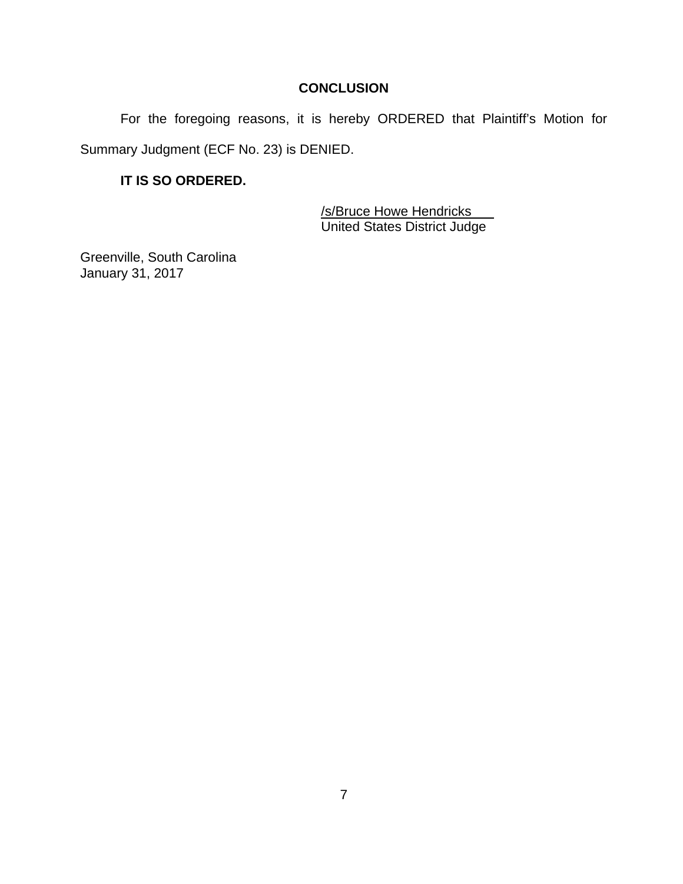## CONCLUSION

For the foregoing reasons, it is hereby ORDERED that Plaintiff's Motion for Summary Judgment (ECF No. 23) is DENIED.

**IT IS SO ORDERED.**

/s/Bruce Howe Hendricks
United States District Judge

Greenville, South Carolina
January 31, 2017